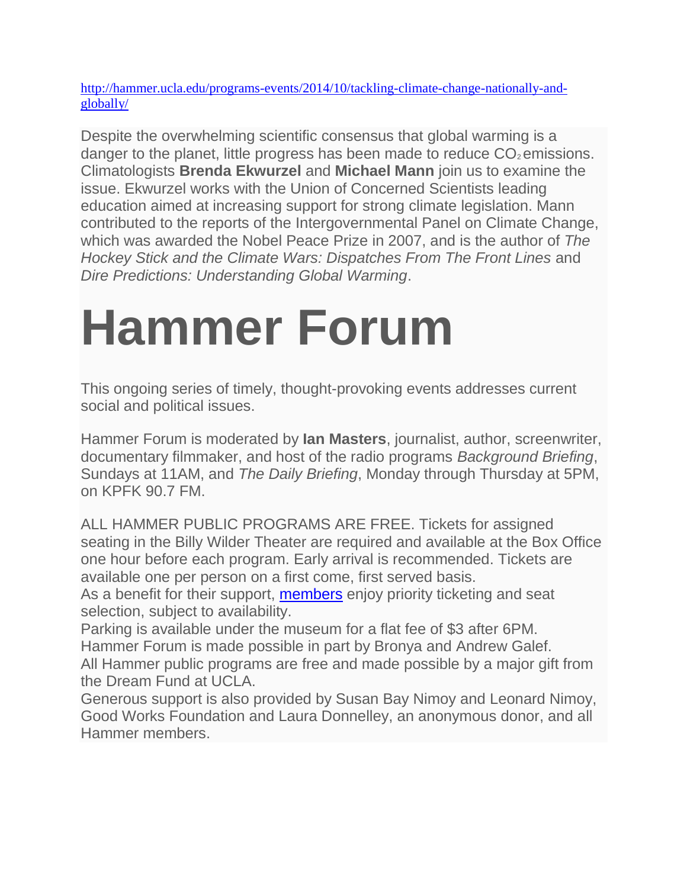http://hammer.ucla.edu/programs-events/2014/10/tackling-climate-change-nationally-and-globally/

Despite the overwhelming scientific consensus that global warming is a danger to the planet, little progress has been made to reduce $CO_2$ emissions. Climatologists **Brenda Ekwurzel** and **Michael Mann** join us to examine the issue. Ekwurzel works with the Union of Concerned Scientists leading education aimed at increasing support for strong climate legislation. Mann contributed to the reports of the Intergovernmental Panel on Climate Change, which was awarded the Nobel Peace Prize in 2007, and is the author of *The Hockey Stick and the Climate Wars: Dispatches From The Front Lines* and *Dire Predictions: Understanding Global Warming*.

# Hammer Forum

This ongoing series of timely, thought-provoking events addresses current social and political issues.

Hammer Forum is moderated by **Ian Masters**, journalist, author, screenwriter, documentary filmmaker, and host of the radio programs *Background Briefing*, Sundays at 11AM, and *The Daily Briefing*, Monday through Thursday at 5PM, on KPFK 90.7 FM.

ALL HAMMER PUBLIC PROGRAMS ARE FREE. Tickets for assigned seating in the Billy Wilder Theater are required and available at the Box Office one hour before each program. Early arrival is recommended. Tickets are available one per person on a first come, first served basis.
As a benefit for their support, members enjoy priority ticketing and seat selection, subject to availability.
Parking is available under the museum for a flat fee of $3 after 6PM.
Hammer Forum is made possible in part by Bronya and Andrew Galef.
All Hammer public programs are free and made possible by a major gift from the Dream Fund at UCLA.
Generous support is also provided by Susan Bay Nimoy and Leonard Nimoy, Good Works Foundation and Laura Donnelley, an anonymous donor, and all Hammer members.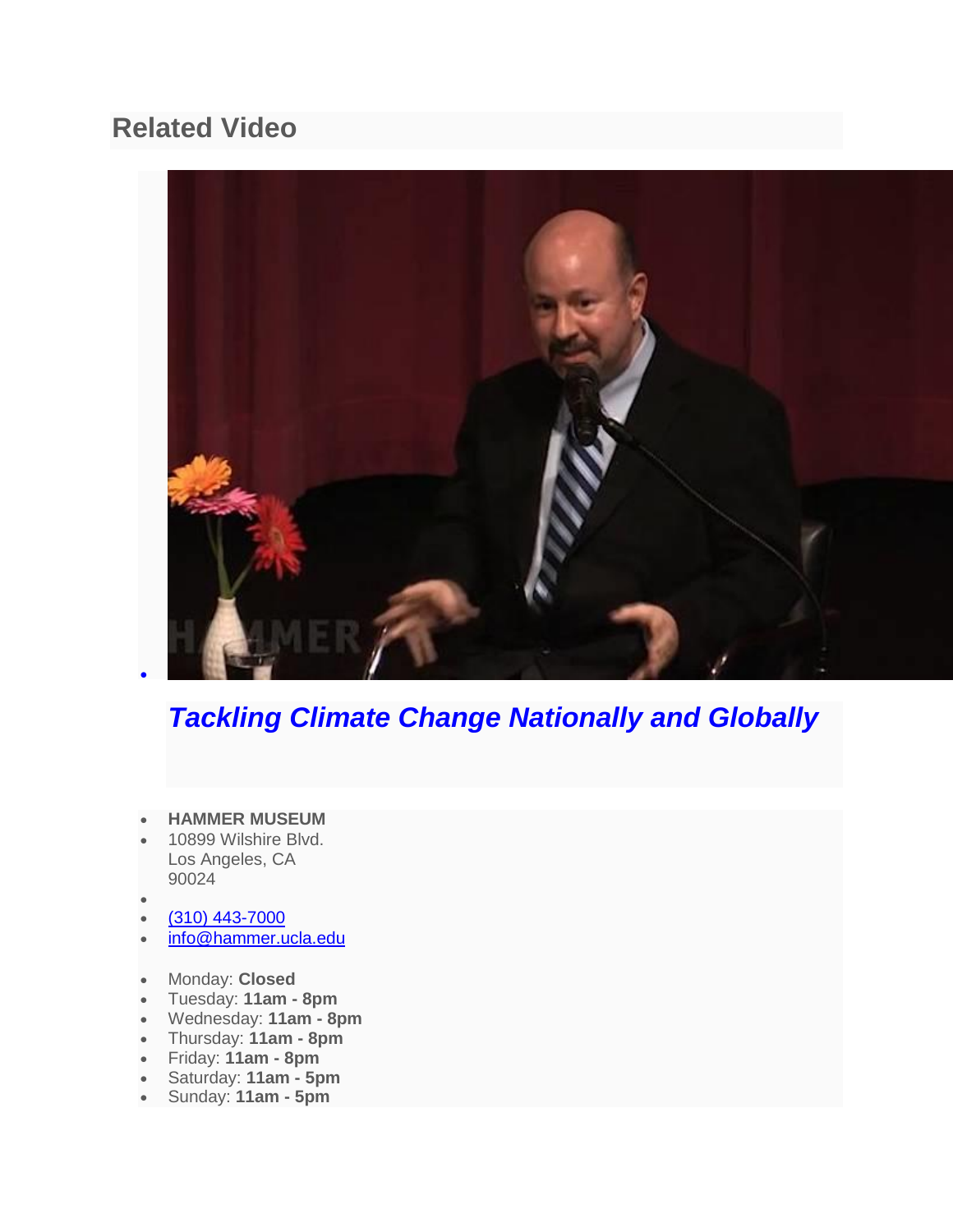## Related Video

- ### *Tackling Climate Change Nationally and Globally*

- **HAMMER MUSEUM**
- 10899 Wilshire Blvd.
  Los Angeles, CA
  90024
- 
- (310) 443-7000
- info@hammer.ucla.edu

- Monday: **Closed**
- Tuesday: **11am - 8pm**
- Wednesday: **11am - 8pm**
- Thursday: **11am - 8pm**
- Friday: **11am - 8pm**
- Saturday: **11am - 5pm**
- Sunday: **11am - 5pm**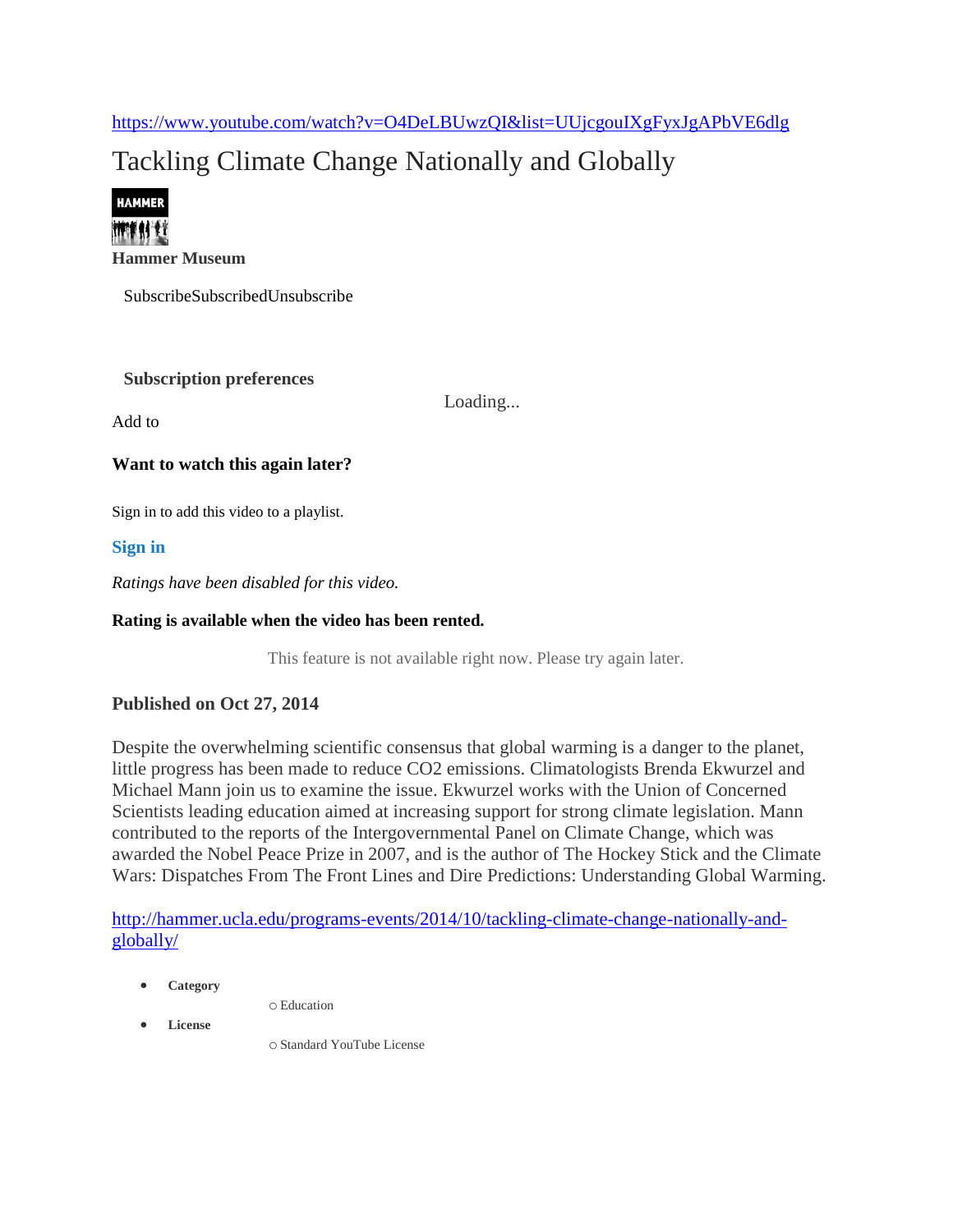https://www.youtube.com/watch?v=O4DeLBUwzQI&list=UUjcgouIXgFyxJgAPbVE6dlg

# Tackling Climate Change Nationally and Globally

**Hammer Museum**

SubscribeSubscribedUnsubscribe

**Subscription preferences**

Loading...

Add to

**Want to watch this again later?**

Sign in to add this video to a playlist.

**Sign in**

*Ratings have been disabled for this video.*

**Rating is available when the video has been rented.**

This feature is not available right now. Please try again later.

**Published on Oct 27, 2014**

Despite the overwhelming scientific consensus that global warming is a danger to the planet, little progress has been made to reduce $CO_2$ emissions. Climatologists Brenda Ekwurzel and Michael Mann join us to examine the issue. Ekwurzel works with the Union of Concerned Scientists leading education aimed at increasing support for strong climate legislation. Mann contributed to the reports of the Intergovernmental Panel on Climate Change, which was awarded the Nobel Peace Prize in 2007, and is the author of The Hockey Stick and the Climate Wars: Dispatches From The Front Lines and Dire Predictions: Understanding Global Warming.

http://hammer.ucla.edu/programs-events/2014/10/tackling-climate-change-nationally-and-globally/

- **Category**
  - Education
- **License**
  - Standard YouTube License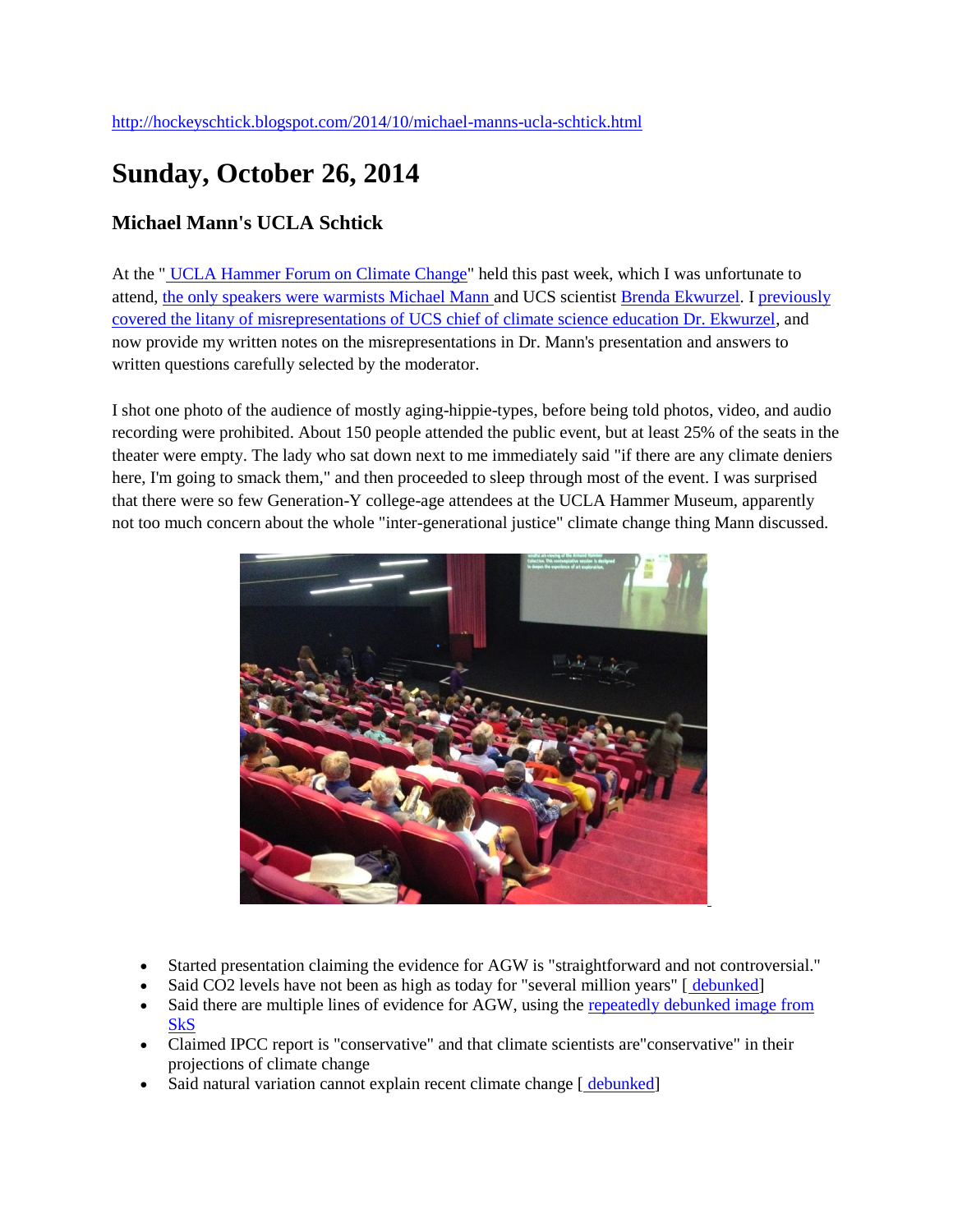http://hockeyschtick.blogspot.com/2014/10/michael-manns-ucla-schtick.html

# Sunday, October 26, 2014

## Michael Mann's UCLA Schtick

At the " UCLA Hammer Forum on Climate Change" held this past week, which I was unfortunate to attend, the only speakers were warmists Michael Mann and UCS scientist Brenda Ekwurzel. I previously covered the litany of misrepresentations of UCS chief of climate science education Dr. Ekwurzel, and now provide my written notes on the misrepresentations in Dr. Mann's presentation and answers to written questions carefully selected by the moderator.

I shot one photo of the audience of mostly aging-hippie-types, before being told photos, video, and audio recording were prohibited. About 150 people attended the public event, but at least 25% of the seats in the theater were empty. The lady who sat down next to me immediately said "if there are any climate deniers here, I'm going to smack them," and then proceeded to sleep through most of the event. I was surprised that there were so few Generation-Y college-age attendees at the UCLA Hammer Museum, apparently not too much concern about the whole "inter-generational justice" climate change thing Mann discussed.

- Started presentation claiming the evidence for AGW is "straightforward and not controversial."
- Said CO2 levels have not been as high as today for "several million years" [ debunked]
- Said there are multiple lines of evidence for AGW, using the repeatedly debunked image from SkS
- Claimed IPCC report is "conservative" and that climate scientists are"conservative" in their projections of climate change
- Said natural variation cannot explain recent climate change [ debunked]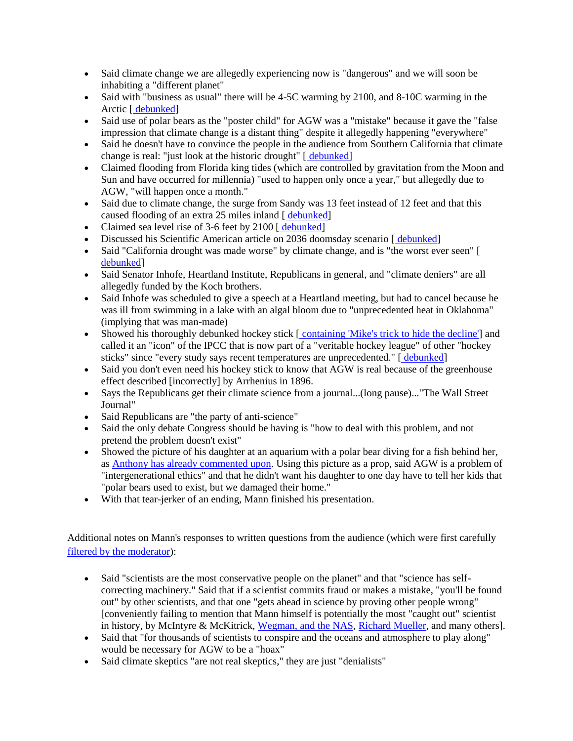- Said climate change we are allegedly experiencing now is "dangerous" and we will soon be inhabiting a "different planet"
- Said with "business as usual" there will be 4-5C warming by 2100, and 8-10C warming in the Arctic [ debunked]
- Said use of polar bears as the "poster child" for AGW was a "mistake" because it gave the "false impression that climate change is a distant thing" despite it allegedly happening "everywhere"
- Said he doesn't have to convince the people in the audience from Southern California that climate change is real: "just look at the historic drought" [ debunked]
- Claimed flooding from Florida king tides (which are controlled by gravitation from the Moon and Sun and have occurred for millennia) "used to happen only once a year," but allegedly due to AGW, "will happen once a month."
- Said due to climate change, the surge from Sandy was 13 feet instead of 12 feet and that this caused flooding of an extra 25 miles inland [ debunked]
- Claimed sea level rise of 3-6 feet by 2100 [ debunked]
- Discussed his Scientific American article on 2036 doomsday scenario [ debunked]
- Said "California drought was made worse" by climate change, and is "the worst ever seen" [ debunked]
- Said Senator Inhofe, Heartland Institute, Republicans in general, and "climate deniers" are all allegedly funded by the Koch brothers.
- Said Inhofe was scheduled to give a speech at a Heartland meeting, but had to cancel because he was ill from swimming in a lake with an algal bloom due to "unprecedented heat in Oklahoma" (implying that was man-made)
- Showed his thoroughly debunked hockey stick [ containing 'Mike's trick to hide the decline'] and called it an "icon" of the IPCC that is now part of a "veritable hockey league" of other "hockey sticks" since "every study says recent temperatures are unprecedented." [ debunked]
- Said you don't even need his hockey stick to know that AGW is real because of the greenhouse effect described [incorrectly] by Arrhenius in 1896.
- Says the Republicans get their climate science from a journal...(long pause)..."The Wall Street Journal"
- Said Republicans are "the party of anti-science"
- Said the only debate Congress should be having is "how to deal with this problem, and not pretend the problem doesn't exist"
- Showed the picture of his daughter at an aquarium with a polar bear diving for a fish behind her, as Anthony has already commented upon. Using this picture as a prop, said AGW is a problem of "intergenerational ethics" and that he didn't want his daughter to one day have to tell her kids that "polar bears used to exist, but we damaged their home."
- With that tear-jerker of an ending, Mann finished his presentation.

Additional notes on Mann's responses to written questions from the audience (which were first carefully filtered by the moderator):

- Said "scientists are the most conservative people on the planet" and that "science has self-correcting machinery." Said that if a scientist commits fraud or makes a mistake, "you'll be found out" by other scientists, and that one "gets ahead in science by proving other people wrong" [conveniently failing to mention that Mann himself is potentially the most "caught out" scientist in history, by McIntyre & McKitrick, Wegman, and the NAS, Richard Mueller, and many others].
- Said that "for thousands of scientists to conspire and the oceans and atmosphere to play along" would be necessary for AGW to be a "hoax"
- Said climate skeptics "are not real skeptics," they are just "denialists"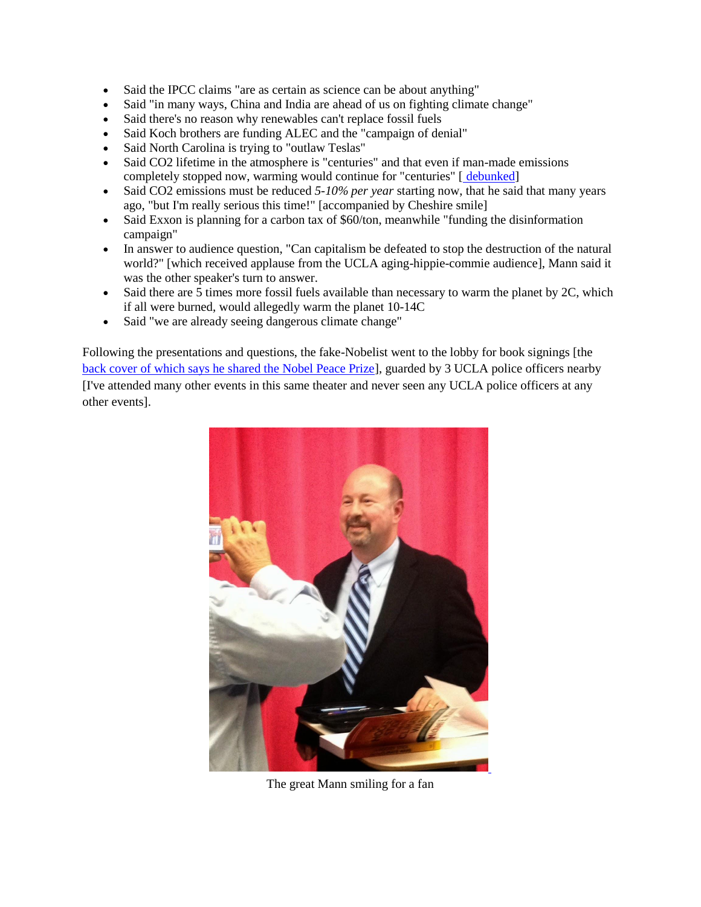- Said the IPCC claims "are as certain as science can be about anything"
- Said "in many ways, China and India are ahead of us on fighting climate change"
- Said there's no reason why renewables can't replace fossil fuels
- Said Koch brothers are funding ALEC and the "campaign of denial"
- Said North Carolina is trying to "outlaw Teslas"
- Said $CO_2$ lifetime in the atmosphere is "centuries" and that even if man-made emissions completely stopped now, warming would continue for "centuries" [ debunked]
- Said $CO_2$ emissions must be reduced *5-10% per year* starting now, that he said that many years ago, "but I'm really serious this time!" [accompanied by Cheshire smile]
- Said Exxon is planning for a carbon tax of $60/ton, meanwhile "funding the disinformation campaign"
- In answer to audience question, "Can capitalism be defeated to stop the destruction of the natural world?" [which received applause from the UCLA aging-hippie-commie audience], Mann said it was the other speaker's turn to answer.
- Said there are 5 times more fossil fuels available than necessary to warm the planet by 2C, which if all were burned, would allegedly warm the planet 10-14C
- Said "we are already seeing dangerous climate change"

Following the presentations and questions, the fake-Nobelist went to the lobby for book signings [the back cover of which says he shared the Nobel Peace Prize], guarded by 3 UCLA police officers nearby [I've attended many other events in this same theater and never seen any UCLA police officers at any other events].

The great Mann smiling for a fan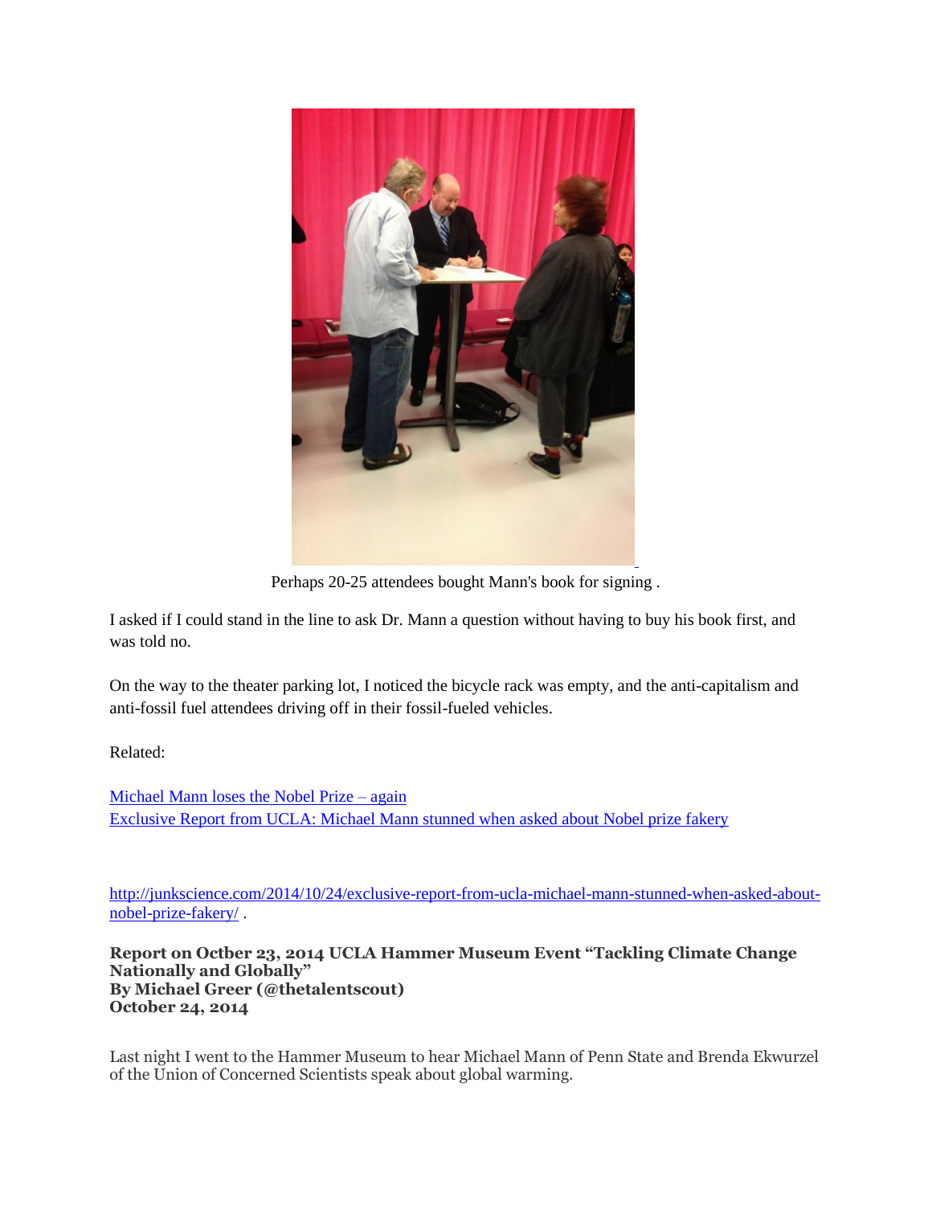Perhaps 20-25 attendees bought Mann's book for signing .

I asked if I could stand in the line to ask Dr. Mann a question without having to buy his book first, and was told no.

On the way to the theater parking lot, I noticed the bicycle rack was empty, and the anti-capitalism and anti-fossil fuel attendees driving off in their fossil-fueled vehicles.

Related:

[Michael Mann loses the Nobel Prize – again](#)
[Exclusive Report from UCLA: Michael Mann stunned when asked about Nobel prize fakery](#)

[http://junkscience.com/2014/10/24/exclusive-report-from-ucla-michael-mann-stunned-when-asked-about-nobel-prize-fakery/](http://junkscience.com/2014/10/24/exclusive-report-from-ucla-michael-mann-stunned-when-asked-about-nobel-prize-fakery/) .

**Report on Octber 23, 2014 UCLA Hammer Museum Event "Tackling Climate Change Nationally and Globally"**
**By Michael Greer (@thetalentscout)**
**October 24, 2014**

Last night I went to the Hammer Museum to hear Michael Mann of Penn State and Brenda Ekwurzel of the Union of Concerned Scientists speak about global warming.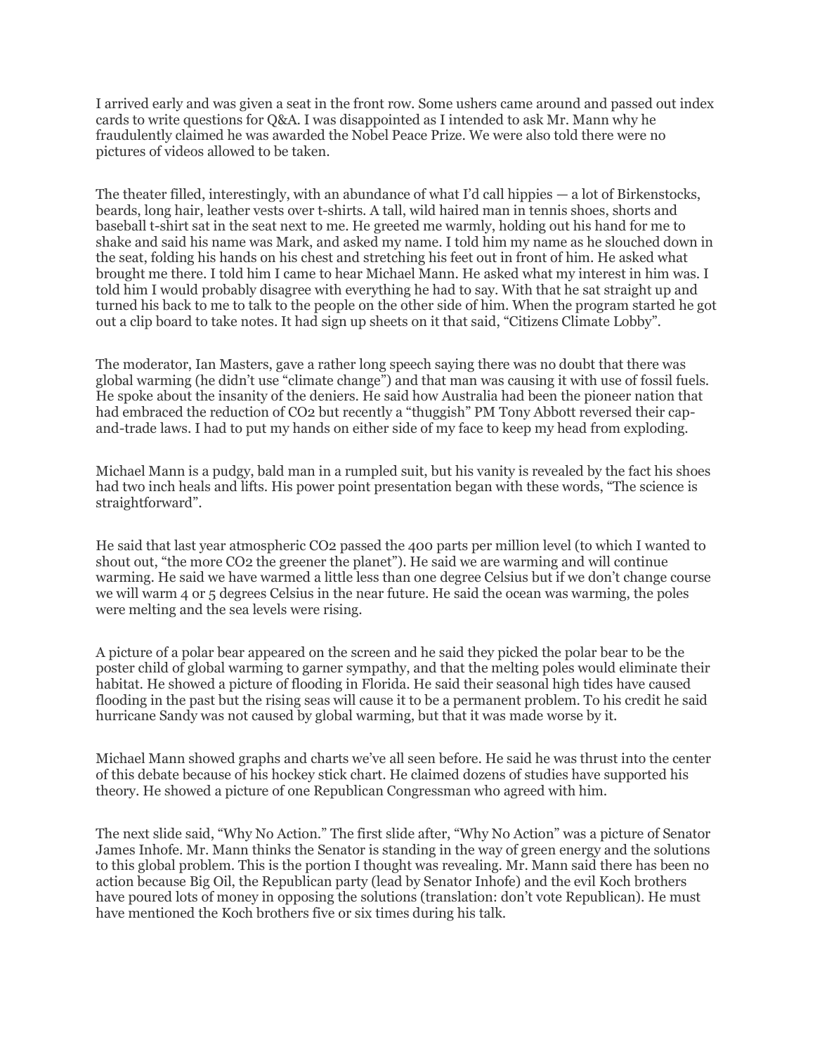I arrived early and was given a seat in the front row. Some ushers came around and passed out index cards to write questions for Q&A. I was disappointed as I intended to ask Mr. Mann why he fraudulently claimed he was awarded the Nobel Peace Prize. We were also told there were no pictures of videos allowed to be taken.

The theater filled, interestingly, with an abundance of what I'd call hippies — a lot of Birkenstocks, beards, long hair, leather vests over t-shirts. A tall, wild haired man in tennis shoes, shorts and baseball t-shirt sat in the seat next to me. He greeted me warmly, holding out his hand for me to shake and said his name was Mark, and asked my name. I told him my name as he slouched down in the seat, folding his hands on his chest and stretching his feet out in front of him. He asked what brought me there. I told him I came to hear Michael Mann. He asked what my interest in him was. I told him I would probably disagree with everything he had to say. With that he sat straight up and turned his back to me to talk to the people on the other side of him. When the program started he got out a clip board to take notes. It had sign up sheets on it that said, "Citizens Climate Lobby".

The moderator, Ian Masters, gave a rather long speech saying there was no doubt that there was global warming (he didn't use "climate change") and that man was causing it with use of fossil fuels. He spoke about the insanity of the deniers. He said how Australia had been the pioneer nation that had embraced the reduction of CO2 but recently a "thuggish" PM Tony Abbott reversed their cap-and-trade laws. I had to put my hands on either side of my face to keep my head from exploding.

Michael Mann is a pudgy, bald man in a rumpled suit, but his vanity is revealed by the fact his shoes had two inch heals and lifts. His power point presentation began with these words, "The science is straightforward".

He said that last year atmospheric CO2 passed the 400 parts per million level (to which I wanted to shout out, "the more CO2 the greener the planet"). He said we are warming and will continue warming. He said we have warmed a little less than one degree Celsius but if we don't change course we will warm 4 or 5 degrees Celsius in the near future. He said the ocean was warming, the poles were melting and the sea levels were rising.

A picture of a polar bear appeared on the screen and he said they picked the polar bear to be the poster child of global warming to garner sympathy, and that the melting poles would eliminate their habitat. He showed a picture of flooding in Florida. He said their seasonal high tides have caused flooding in the past but the rising seas will cause it to be a permanent problem. To his credit he said hurricane Sandy was not caused by global warming, but that it was made worse by it.

Michael Mann showed graphs and charts we've all seen before. He said he was thrust into the center of this debate because of his hockey stick chart. He claimed dozens of studies have supported his theory. He showed a picture of one Republican Congressman who agreed with him.

The next slide said, "Why No Action." The first slide after, "Why No Action" was a picture of Senator James Inhofe. Mr. Mann thinks the Senator is standing in the way of green energy and the solutions to this global problem. This is the portion I thought was revealing. Mr. Mann said there has been no action because Big Oil, the Republican party (lead by Senator Inhofe) and the evil Koch brothers have poured lots of money in opposing the solutions (translation: don't vote Republican). He must have mentioned the Koch brothers five or six times during his talk.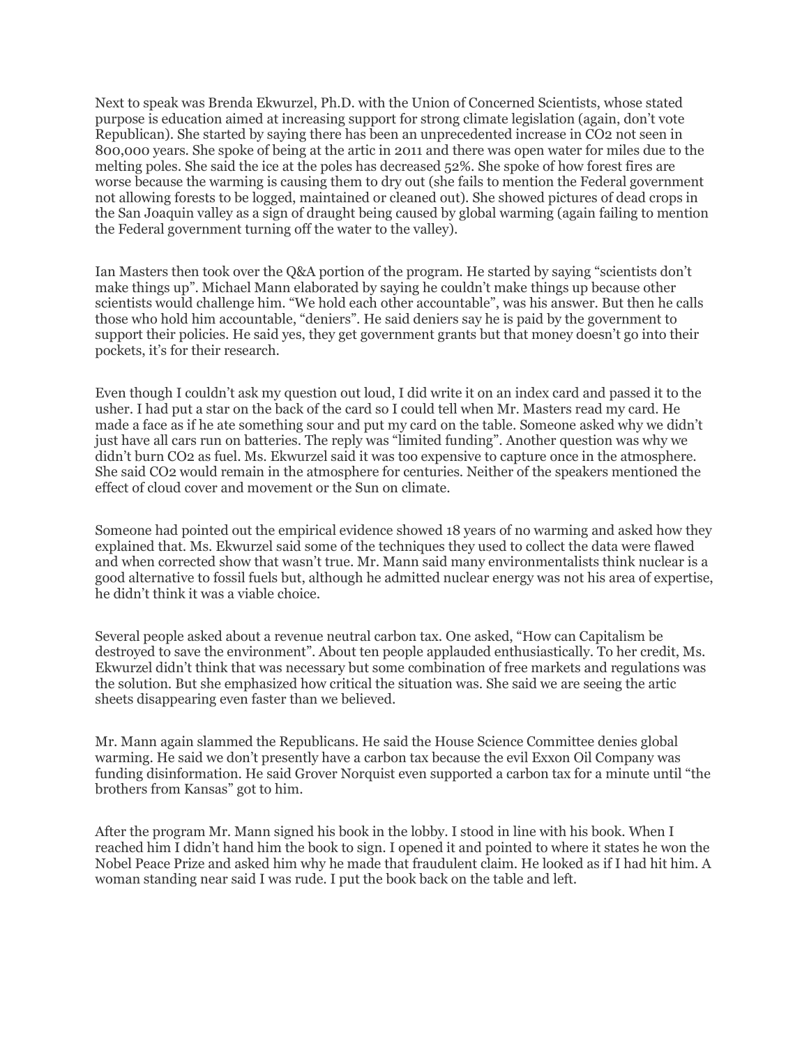Next to speak was Brenda Ekwurzel, Ph.D. with the Union of Concerned Scientists, whose stated purpose is education aimed at increasing support for strong climate legislation (again, don't vote Republican). She started by saying there has been an unprecedented increase in $CO_2$ not seen in 800,000 years. She spoke of being at the artic in 2011 and there was open water for miles due to the melting poles. She said the ice at the poles has decreased 52%. She spoke of how forest fires are worse because the warming is causing them to dry out (she fails to mention the Federal government not allowing forests to be logged, maintained or cleaned out). She showed pictures of dead crops in the San Joaquin valley as a sign of draught being caused by global warming (again failing to mention the Federal government turning off the water to the valley).

Ian Masters then took over the Q&A portion of the program. He started by saying "scientists don't make things up". Michael Mann elaborated by saying he couldn't make things up because other scientists would challenge him. "We hold each other accountable", was his answer. But then he calls those who hold him accountable, "deniers". He said deniers say he is paid by the government to support their policies. He said yes, they get government grants but that money doesn't go into their pockets, it's for their research.

Even though I couldn't ask my question out loud, I did write it on an index card and passed it to the usher. I had put a star on the back of the card so I could tell when Mr. Masters read my card. He made a face as if he ate something sour and put my card on the table. Someone asked why we didn't just have all cars run on batteries. The reply was "limited funding". Another question was why we didn't burn $CO_2$ as fuel. Ms. Ekwurzel said it was too expensive to capture once in the atmosphere. She said $CO_2$ would remain in the atmosphere for centuries. Neither of the speakers mentioned the effect of cloud cover and movement or the Sun on climate.

Someone had pointed out the empirical evidence showed 18 years of no warming and asked how they explained that. Ms. Ekwurzel said some of the techniques they used to collect the data were flawed and when corrected show that wasn't true. Mr. Mann said many environmentalists think nuclear is a good alternative to fossil fuels but, although he admitted nuclear energy was not his area of expertise, he didn't think it was a viable choice.

Several people asked about a revenue neutral carbon tax. One asked, "How can Capitalism be destroyed to save the environment". About ten people applauded enthusiastically. To her credit, Ms. Ekwurzel didn't think that was necessary but some combination of free markets and regulations was the solution. But she emphasized how critical the situation was. She said we are seeing the artic sheets disappearing even faster than we believed.

Mr. Mann again slammed the Republicans. He said the House Science Committee denies global warming. He said we don't presently have a carbon tax because the evil Exxon Oil Company was funding disinformation. He said Grover Norquist even supported a carbon tax for a minute until "the brothers from Kansas" got to him.

After the program Mr. Mann signed his book in the lobby. I stood in line with his book. When I reached him I didn't hand him the book to sign. I opened it and pointed to where it states he won the Nobel Peace Prize and asked him why he made that fraudulent claim. He looked as if I had hit him. A woman standing near said I was rude. I put the book back on the table and left.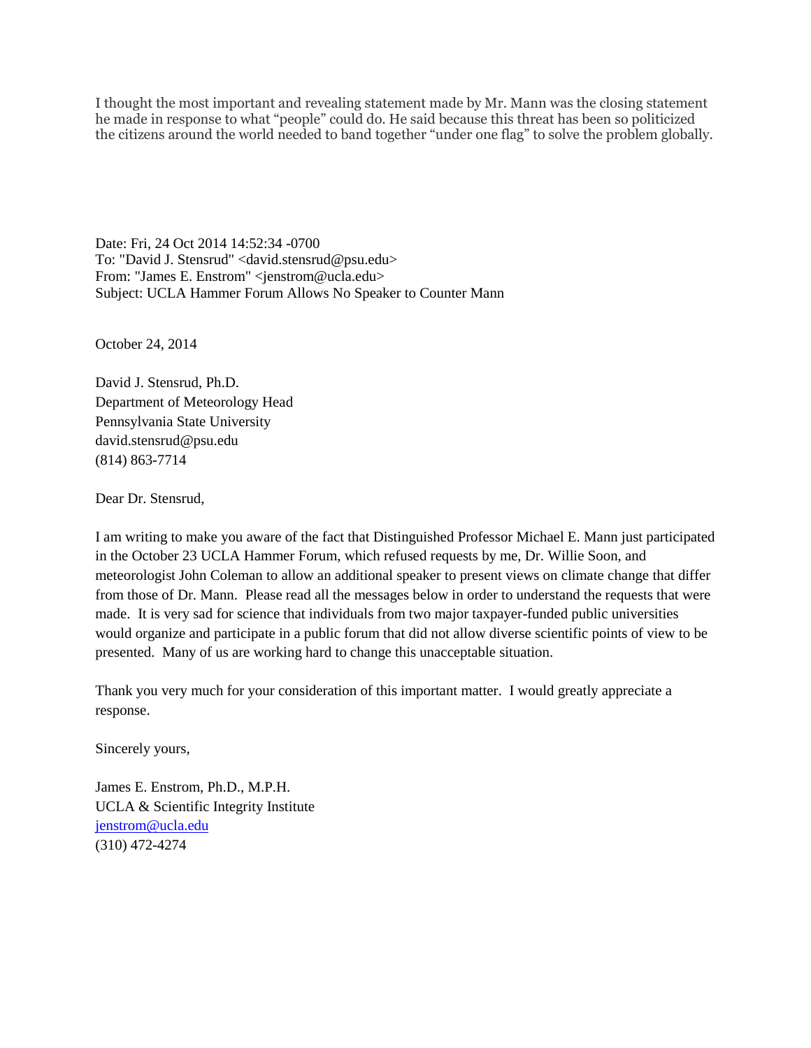I thought the most important and revealing statement made by Mr. Mann was the closing statement he made in response to what "people" could do. He said because this threat has been so politicized the citizens around the world needed to band together "under one flag" to solve the problem globally.

Date: Fri, 24 Oct 2014 14:52:34 -0700
To: "David J. Stensrud" <david.stensrud@psu.edu>
From: "James E. Enstrom" <jenstrom@ucla.edu>
Subject: UCLA Hammer Forum Allows No Speaker to Counter Mann

October 24, 2014

David J. Stensrud, Ph.D.
Department of Meteorology Head
Pennsylvania State University
david.stensrud@psu.edu
(814) 863-7714

Dear Dr. Stensrud,

I am writing to make you aware of the fact that Distinguished Professor Michael E. Mann just participated in the October 23 UCLA Hammer Forum, which refused requests by me, Dr. Willie Soon, and meteorologist John Coleman to allow an additional speaker to present views on climate change that differ from those of Dr. Mann. Please read all the messages below in order to understand the requests that were made. It is very sad for science that individuals from two major taxpayer-funded public universities would organize and participate in a public forum that did not allow diverse scientific points of view to be presented. Many of us are working hard to change this unacceptable situation.

Thank you very much for your consideration of this important matter. I would greatly appreciate a response.

Sincerely yours,

James E. Enstrom, Ph.D., M.P.H.
UCLA & Scientific Integrity Institute
jenstrom@ucla.edu
(310) 472-4274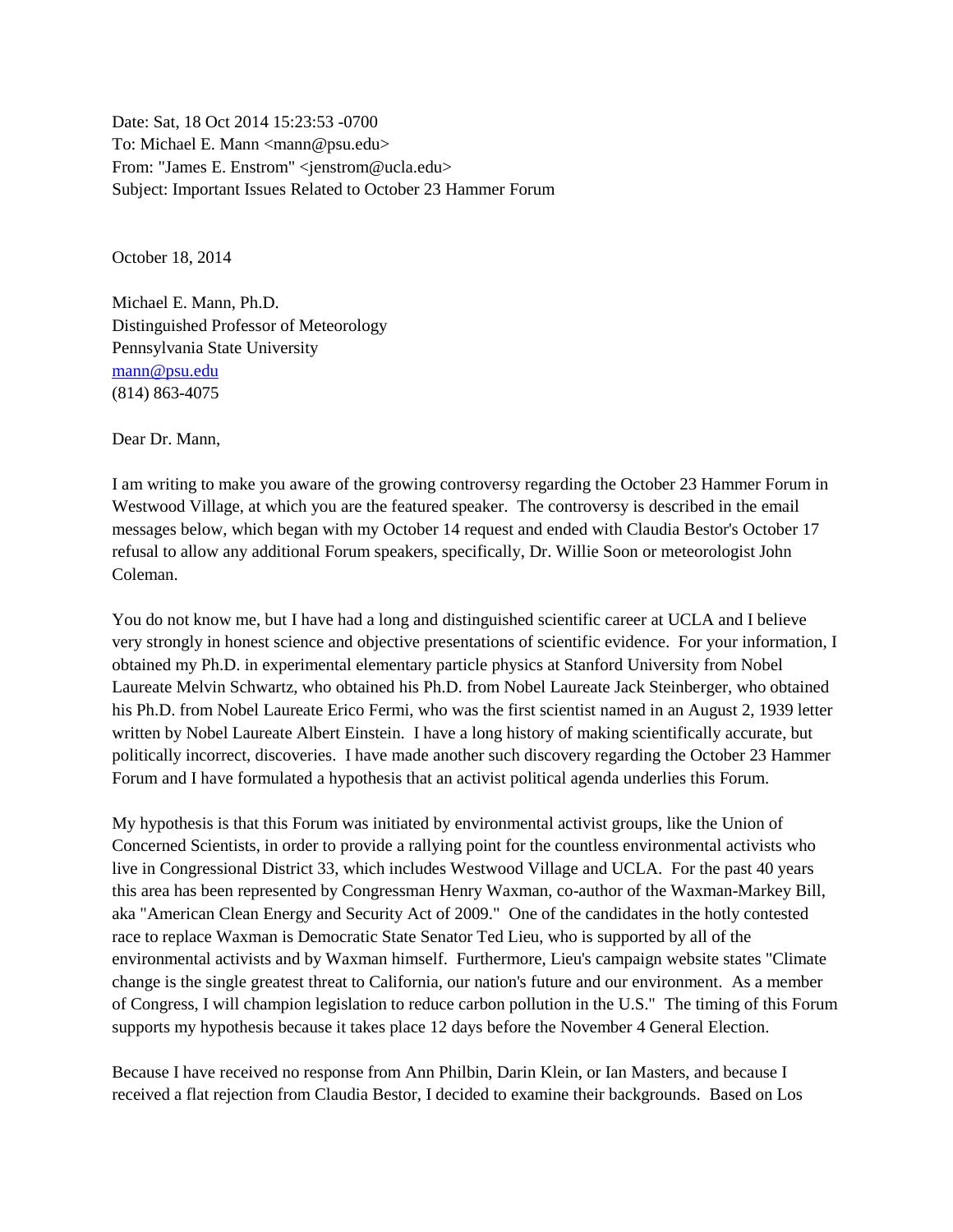Date: Sat, 18 Oct 2014 15:23:53 -0700
To: Michael E. Mann <mann@psu.edu>
From: "James E. Enstrom" <jenstrom@ucla.edu>
Subject: Important Issues Related to October 23 Hammer Forum

October 18, 2014

Michael E. Mann, Ph.D.
Distinguished Professor of Meteorology
Pennsylvania State University
mann@psu.edu
(814) 863-4075

Dear Dr. Mann,

I am writing to make you aware of the growing controversy regarding the October 23 Hammer Forum in Westwood Village, at which you are the featured speaker. The controversy is described in the email messages below, which began with my October 14 request and ended with Claudia Bestor's October 17 refusal to allow any additional Forum speakers, specifically, Dr. Willie Soon or meteorologist John Coleman.

You do not know me, but I have had a long and distinguished scientific career at UCLA and I believe very strongly in honest science and objective presentations of scientific evidence. For your information, I obtained my Ph.D. in experimental elementary particle physics at Stanford University from Nobel Laureate Melvin Schwartz, who obtained his Ph.D. from Nobel Laureate Jack Steinberger, who obtained his Ph.D. from Nobel Laureate Erico Fermi, who was the first scientist named in an August 2, 1939 letter written by Nobel Laureate Albert Einstein. I have a long history of making scientifically accurate, but politically incorrect, discoveries. I have made another such discovery regarding the October 23 Hammer Forum and I have formulated a hypothesis that an activist political agenda underlies this Forum.

My hypothesis is that this Forum was initiated by environmental activist groups, like the Union of Concerned Scientists, in order to provide a rallying point for the countless environmental activists who live in Congressional District 33, which includes Westwood Village and UCLA. For the past 40 years this area has been represented by Congressman Henry Waxman, co-author of the Waxman-Markey Bill, aka "American Clean Energy and Security Act of 2009." One of the candidates in the hotly contested race to replace Waxman is Democratic State Senator Ted Lieu, who is supported by all of the environmental activists and by Waxman himself. Furthermore, Lieu's campaign website states "Climate change is the single greatest threat to California, our nation's future and our environment. As a member of Congress, I will champion legislation to reduce carbon pollution in the U.S." The timing of this Forum supports my hypothesis because it takes place 12 days before the November 4 General Election.

Because I have received no response from Ann Philbin, Darin Klein, or Ian Masters, and because I received a flat rejection from Claudia Bestor, I decided to examine their backgrounds. Based on Los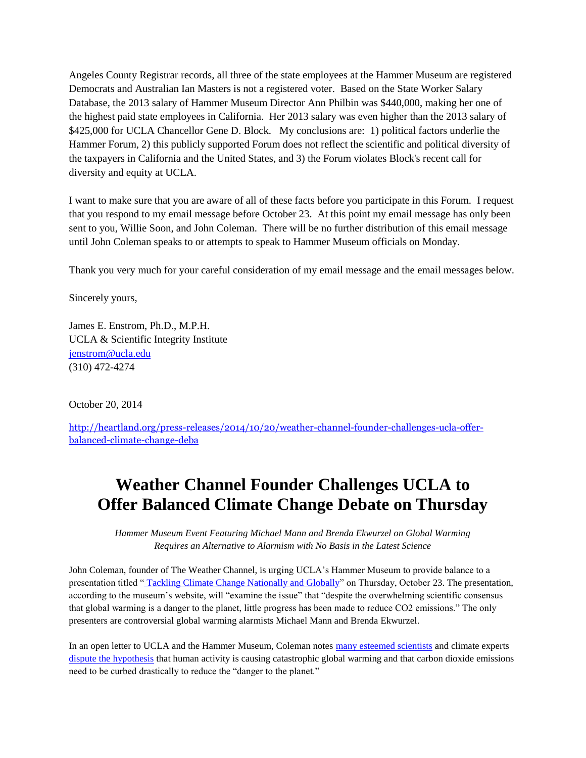Angeles County Registrar records, all three of the state employees at the Hammer Museum are registered Democrats and Australian Ian Masters is not a registered voter. Based on the State Worker Salary Database, the 2013 salary of Hammer Museum Director Ann Philbin was $440,000, making her one of the highest paid state employees in California. Her 2013 salary was even higher than the 2013 salary of $425,000 for UCLA Chancellor Gene D. Block. My conclusions are: 1) political factors underlie the Hammer Forum, 2) this publicly supported Forum does not reflect the scientific and political diversity of the taxpayers in California and the United States, and 3) the Forum violates Block's recent call for diversity and equity at UCLA.

I want to make sure that you are aware of all of these facts before you participate in this Forum. I request that you respond to my email message before October 23. At this point my email message has only been sent to you, Willie Soon, and John Coleman. There will be no further distribution of this email message until John Coleman speaks to or attempts to speak to Hammer Museum officials on Monday.

Thank you very much for your careful consideration of my email message and the email messages below.

Sincerely yours,

James E. Enstrom, Ph.D., M.P.H.
UCLA & Scientific Integrity Institute
jenstrom@ucla.edu
(310) 472-4274

October 20, 2014

http://heartland.org/press-releases/2014/10/20/weather-channel-founder-challenges-ucla-offer-balanced-climate-change-deba

# Weather Channel Founder Challenges UCLA to Offer Balanced Climate Change Debate on Thursday

*Hammer Museum Event Featuring Michael Mann and Brenda Ekwurzel on Global Warming Requires an Alternative to Alarmism with No Basis in the Latest Science*

John Coleman, founder of The Weather Channel, is urging UCLA's Hammer Museum to provide balance to a presentation titled "Tackling Climate Change Nationally and Globally" on Thursday, October 23. The presentation, according to the museum's website, will "examine the issue" that "despite the overwhelming scientific consensus that global warming is a danger to the planet, little progress has been made to reduce CO2 emissions." The only presenters are controversial global warming alarmists Michael Mann and Brenda Ekwurzel.

In an open letter to UCLA and the Hammer Museum, Coleman notes many esteemed scientists and climate experts dispute the hypothesis that human activity is causing catastrophic global warming and that carbon dioxide emissions need to be curbed drastically to reduce the "danger to the planet."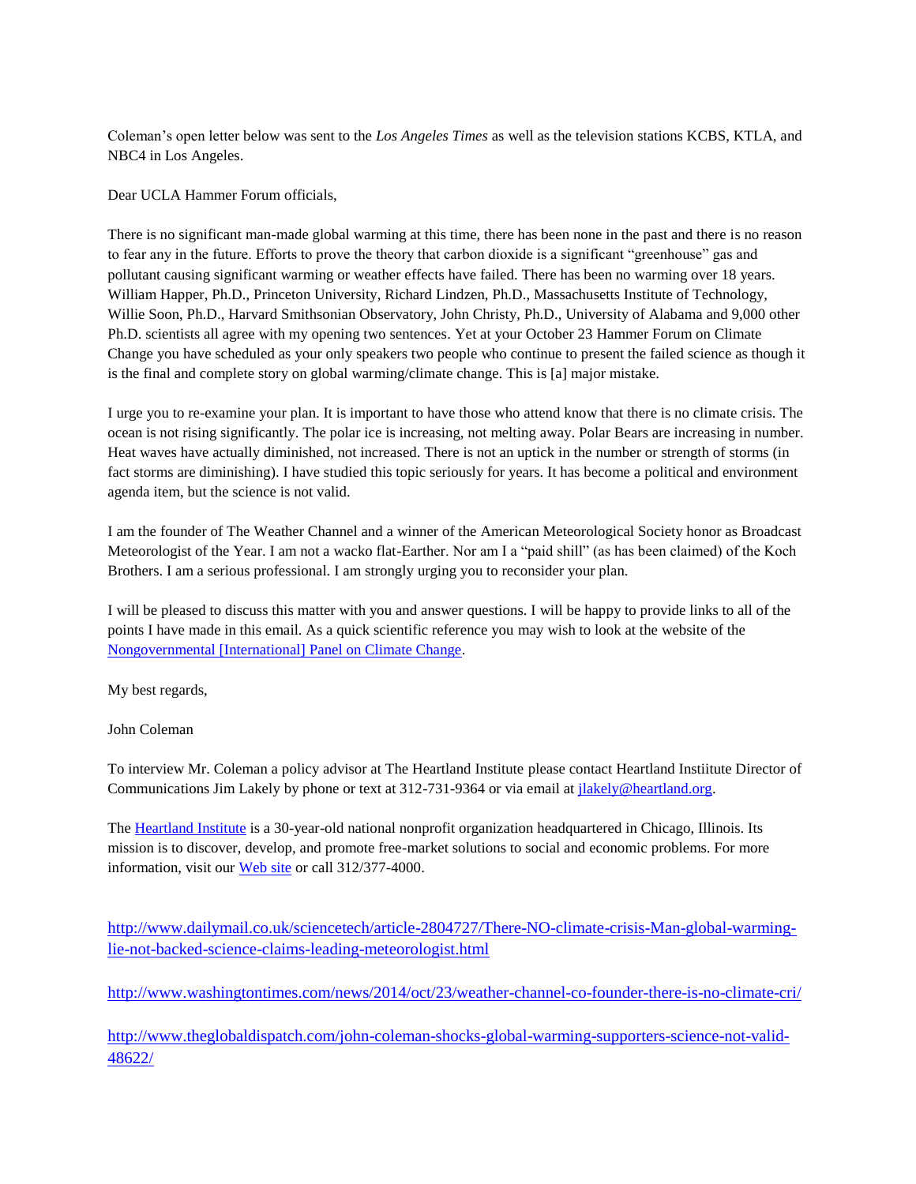Coleman's open letter below was sent to the *Los Angeles Times* as well as the television stations KCBS, KTLA, and NBC4 in Los Angeles.

Dear UCLA Hammer Forum officials,

There is no significant man-made global warming at this time, there has been none in the past and there is no reason to fear any in the future. Efforts to prove the theory that carbon dioxide is a significant "greenhouse" gas and pollutant causing significant warming or weather effects have failed. There has been no warming over 18 years. William Happer, Ph.D., Princeton University, Richard Lindzen, Ph.D., Massachusetts Institute of Technology, Willie Soon, Ph.D., Harvard Smithsonian Observatory, John Christy, Ph.D., University of Alabama and 9,000 other Ph.D. scientists all agree with my opening two sentences. Yet at your October 23 Hammer Forum on Climate Change you have scheduled as your only speakers two people who continue to present the failed science as though it is the final and complete story on global warming/climate change. This is [a] major mistake.

I urge you to re-examine your plan. It is important to have those who attend know that there is no climate crisis. The ocean is not rising significantly. The polar ice is increasing, not melting away. Polar Bears are increasing in number. Heat waves have actually diminished, not increased. There is not an uptick in the number or strength of storms (in fact storms are diminishing). I have studied this topic seriously for years. It has become a political and environment agenda item, but the science is not valid.

I am the founder of The Weather Channel and a winner of the American Meteorological Society honor as Broadcast Meteorologist of the Year. I am not a wacko flat-Earther. Nor am I a "paid shill" (as has been claimed) of the Koch Brothers. I am a serious professional. I am strongly urging you to reconsider your plan.

I will be pleased to discuss this matter with you and answer questions. I will be happy to provide links to all of the points I have made in this email. As a quick scientific reference you may wish to look at the website of the Nongovernmental [International] Panel on Climate Change.

My best regards,

John Coleman

To interview Mr. Coleman a policy advisor at The Heartland Institute please contact Heartland Instiitute Director of Communications Jim Lakely by phone or text at 312-731-9364 or via email at jlakely@heartland.org.

The Heartland Institute is a 30-year-old national nonprofit organization headquartered in Chicago, Illinois. Its mission is to discover, develop, and promote free-market solutions to social and economic problems. For more information, visit our Web site or call 312/377-4000.

http://www.dailymail.co.uk/sciencetech/article-2804727/There-NO-climate-crisis-Man-global-warming-lie-not-backed-science-claims-leading-meteorologist.html

http://www.washingtontimes.com/news/2014/oct/23/weather-channel-co-founder-there-is-no-climate-cri/

http://www.theglobaldispatch.com/john-coleman-shocks-global-warming-supporters-science-not-valid-48622/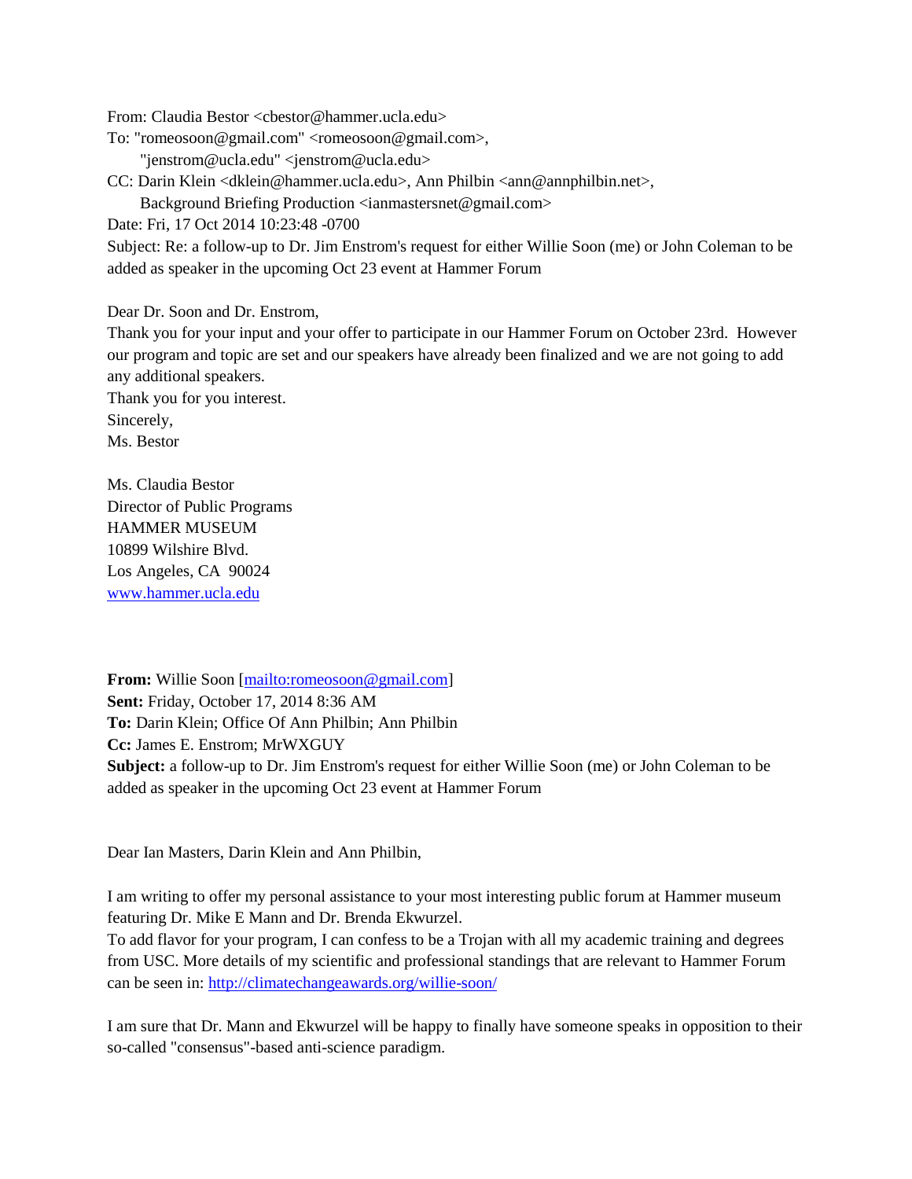From: Claudia Bestor <cbestor@hammer.ucla.edu>
To: "romeosoon@gmail.com" <romeosoon@gmail.com>,
"jenstrom@ucla.edu" <jenstrom@ucla.edu>
CC: Darin Klein <dklein@hammer.ucla.edu>, Ann Philbin <ann@annphilbin.net>,
Background Briefing Production <ianmastersnet@gmail.com>
Date: Fri, 17 Oct 2014 10:23:48 -0700
Subject: Re: a follow-up to Dr. Jim Enstrom's request for either Willie Soon (me) or John Coleman to be added as speaker in the upcoming Oct 23 event at Hammer Forum

Dear Dr. Soon and Dr. Enstrom,
Thank you for your input and your offer to participate in our Hammer Forum on October 23rd. However our program and topic are set and our speakers have already been finalized and we are not going to add any additional speakers.
Thank you for you interest.
Sincerely,
Ms. Bestor

Ms. Claudia Bestor
Director of Public Programs
HAMMER MUSEUM
10899 Wilshire Blvd.
Los Angeles, CA 90024
www.hammer.ucla.edu

**From:** Willie Soon [mailto:romeosoon@gmail.com]
**Sent:** Friday, October 17, 2014 8:36 AM
**To:** Darin Klein; Office Of Ann Philbin; Ann Philbin
**Cc:** James E. Enstrom; MrWXGUY
**Subject:** a follow-up to Dr. Jim Enstrom's request for either Willie Soon (me) or John Coleman to be added as speaker in the upcoming Oct 23 event at Hammer Forum

Dear Ian Masters, Darin Klein and Ann Philbin,

I am writing to offer my personal assistance to your most interesting public forum at Hammer museum featuring Dr. Mike E Mann and Dr. Brenda Ekwurzel.
To add flavor for your program, I can confess to be a Trojan with all my academic training and degrees from USC. More details of my scientific and professional standings that are relevant to Hammer Forum can be seen in: http://climatechangeawards.org/willie-soon/

I am sure that Dr. Mann and Ekwurzel will be happy to finally have someone speaks in opposition to their so-called "consensus"-based anti-science paradigm.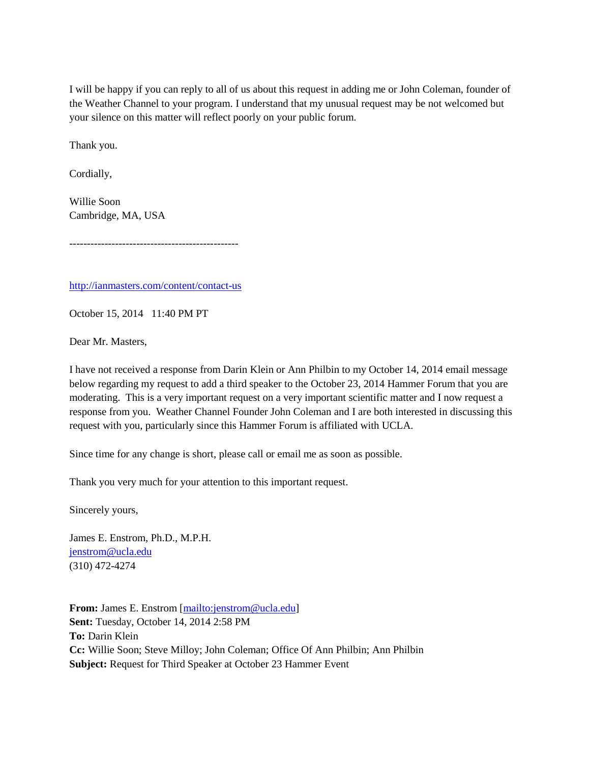I will be happy if you can reply to all of us about this request in adding me or John Coleman, founder of the Weather Channel to your program. I understand that my unusual request may be not welcomed but your silence on this matter will reflect poorly on your public forum.

Thank you.

Cordially,

Willie Soon
Cambridge, MA, USA

-----------------------------------------------

http://ianmasters.com/content/contact-us

October 15, 2014   11:40 PM PT

Dear Mr. Masters,

I have not received a response from Darin Klein or Ann Philbin to my October 14, 2014 email message below regarding my request to add a third speaker to the October 23, 2014 Hammer Forum that you are moderating.  This is a very important request on a very important scientific matter and I now request a response from you.  Weather Channel Founder John Coleman and I are both interested in discussing this request with you, particularly since this Hammer Forum is affiliated with UCLA.

Since time for any change is short, please call or email me as soon as possible.

Thank you very much for your attention to this important request.

Sincerely yours,

James E. Enstrom, Ph.D., M.P.H.
jenstrom@ucla.edu
(310) 472-4274

**From:** James E. Enstrom [mailto:jenstrom@ucla.edu]
**Sent:** Tuesday, October 14, 2014 2:58 PM
**To:** Darin Klein
**Cc:** Willie Soon; Steve Milloy; John Coleman; Office Of Ann Philbin; Ann Philbin
**Subject:** Request for Third Speaker at October 23 Hammer Event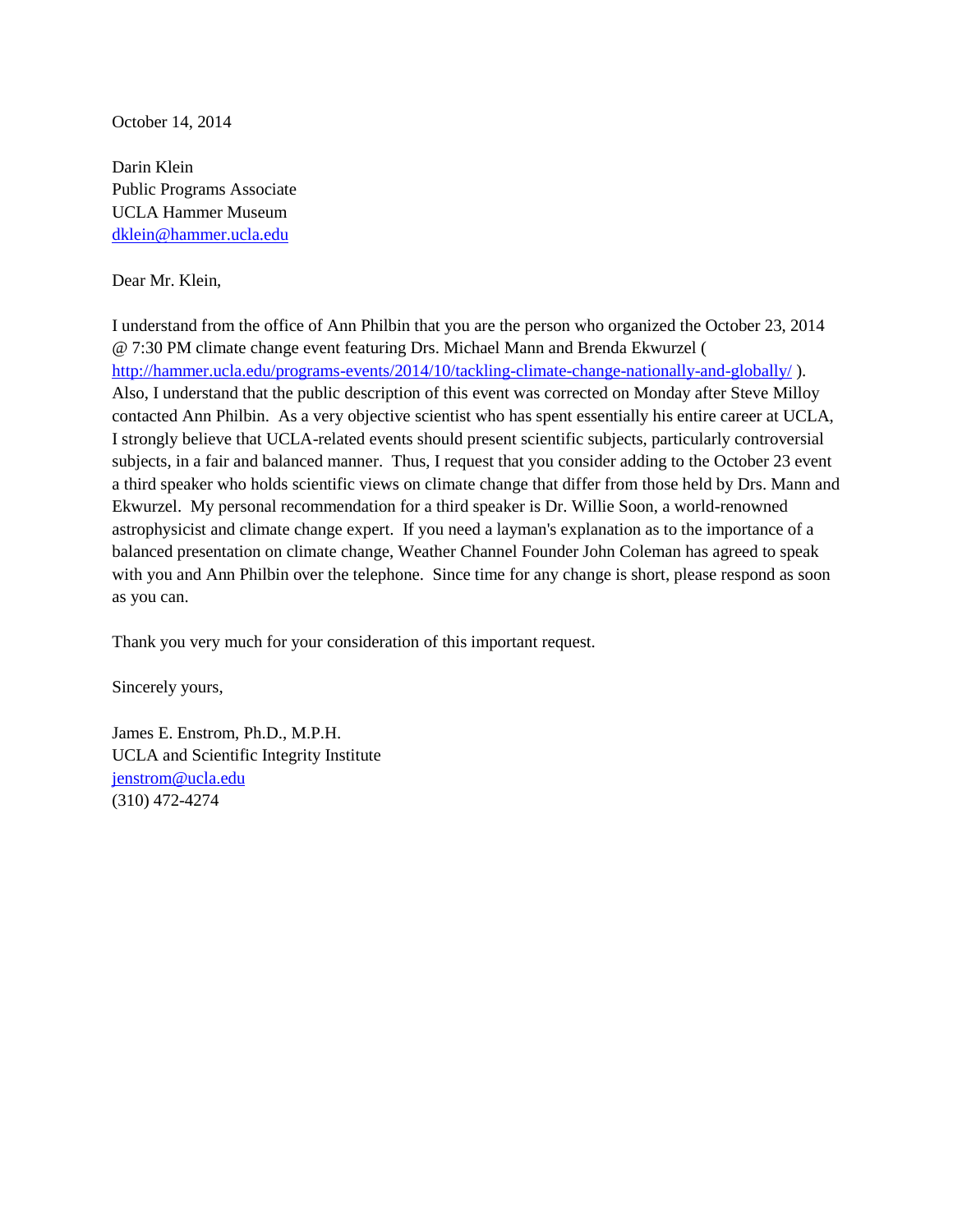October 14, 2014

Darin Klein
Public Programs Associate
UCLA Hammer Museum
dklein@hammer.ucla.edu

Dear Mr. Klein,

I understand from the office of Ann Philbin that you are the person who organized the October 23, 2014 @ 7:30 PM climate change event featuring Drs. Michael Mann and Brenda Ekwurzel ( http://hammer.ucla.edu/programs-events/2014/10/tackling-climate-change-nationally-and-globally/ ). Also, I understand that the public description of this event was corrected on Monday after Steve Milloy contacted Ann Philbin. As a very objective scientist who has spent essentially his entire career at UCLA, I strongly believe that UCLA-related events should present scientific subjects, particularly controversial subjects, in a fair and balanced manner. Thus, I request that you consider adding to the October 23 event a third speaker who holds scientific views on climate change that differ from those held by Drs. Mann and Ekwurzel. My personal recommendation for a third speaker is Dr. Willie Soon, a world-renowned astrophysicist and climate change expert. If you need a layman's explanation as to the importance of a balanced presentation on climate change, Weather Channel Founder John Coleman has agreed to speak with you and Ann Philbin over the telephone. Since time for any change is short, please respond as soon as you can.

Thank you very much for your consideration of this important request.

Sincerely yours,

James E. Enstrom, Ph.D., M.P.H.
UCLA and Scientific Integrity Institute
jenstrom@ucla.edu
(310) 472-4274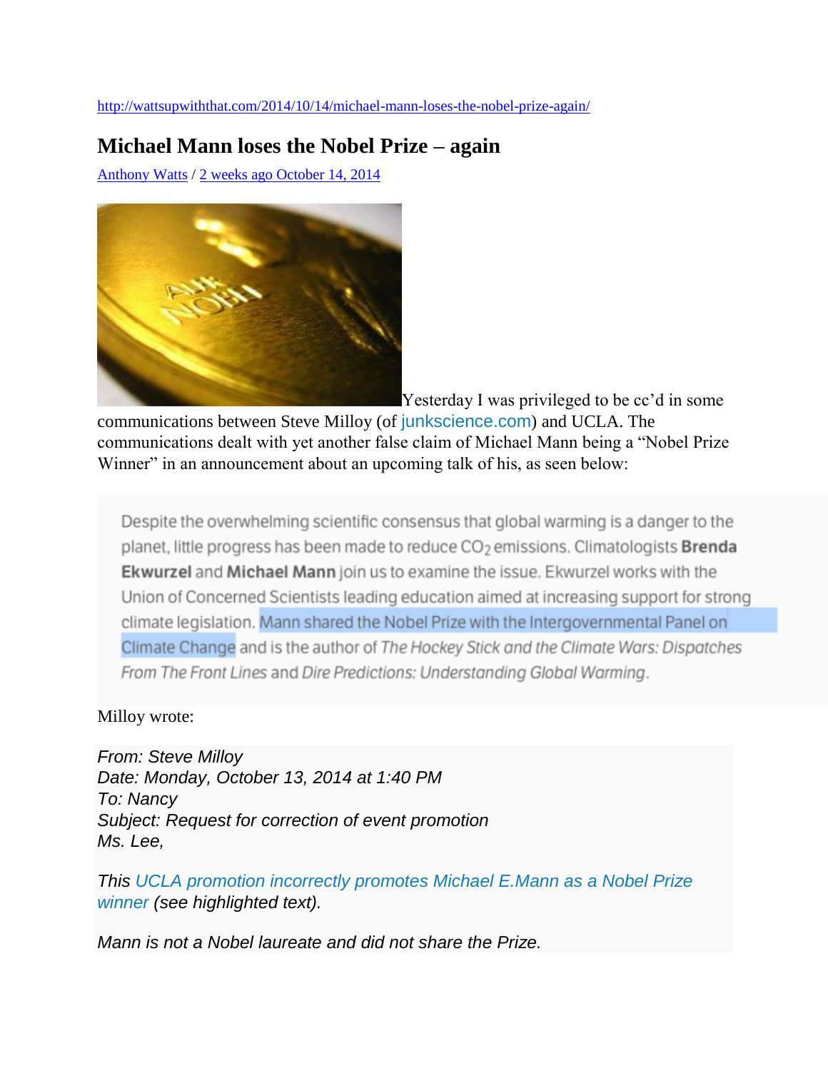http://wattsupwiththat.com/2014/10/14/michael-mann-loses-the-nobel-prize-again/

# Michael Mann loses the Nobel Prize – again

Anthony Watts / 2 weeks ago October 14, 2014

Yesterday I was privileged to be cc'd in some communications between Steve Milloy (of junkscience.com) and UCLA. The communications dealt with yet another false claim of Michael Mann being a "Nobel Prize Winner" in an announcement about an upcoming talk of his, as seen below:

> Despite the overwhelming scientific consensus that global warming is a danger to the planet, little progress has been made to reduce $CO_2$ emissions. Climatologists **Brenda Ekwurzel** and **Michael Mann** join us to examine the issue. Ekwurzel works with the Union of Concerned Scientists leading education aimed at increasing support for strong climate legislation. Mann shared the Nobel Prize with the Intergovernmental Panel on Climate Change and is the author of *The Hockey Stick and the Climate Wars: Dispatches From The Front Lines* and *Dire Predictions: Understanding Global Warming*.

Milloy wrote:

*From: Steve Milloy*
*Date: Monday, October 13, 2014 at 1:40 PM*
*To: Nancy*
*Subject: Request for correction of event promotion*
*Ms. Lee,*

*This UCLA promotion incorrectly promotes Michael E.Mann as a Nobel Prize winner (see highlighted text).*

*Mann is not a Nobel laureate and did not share the Prize.*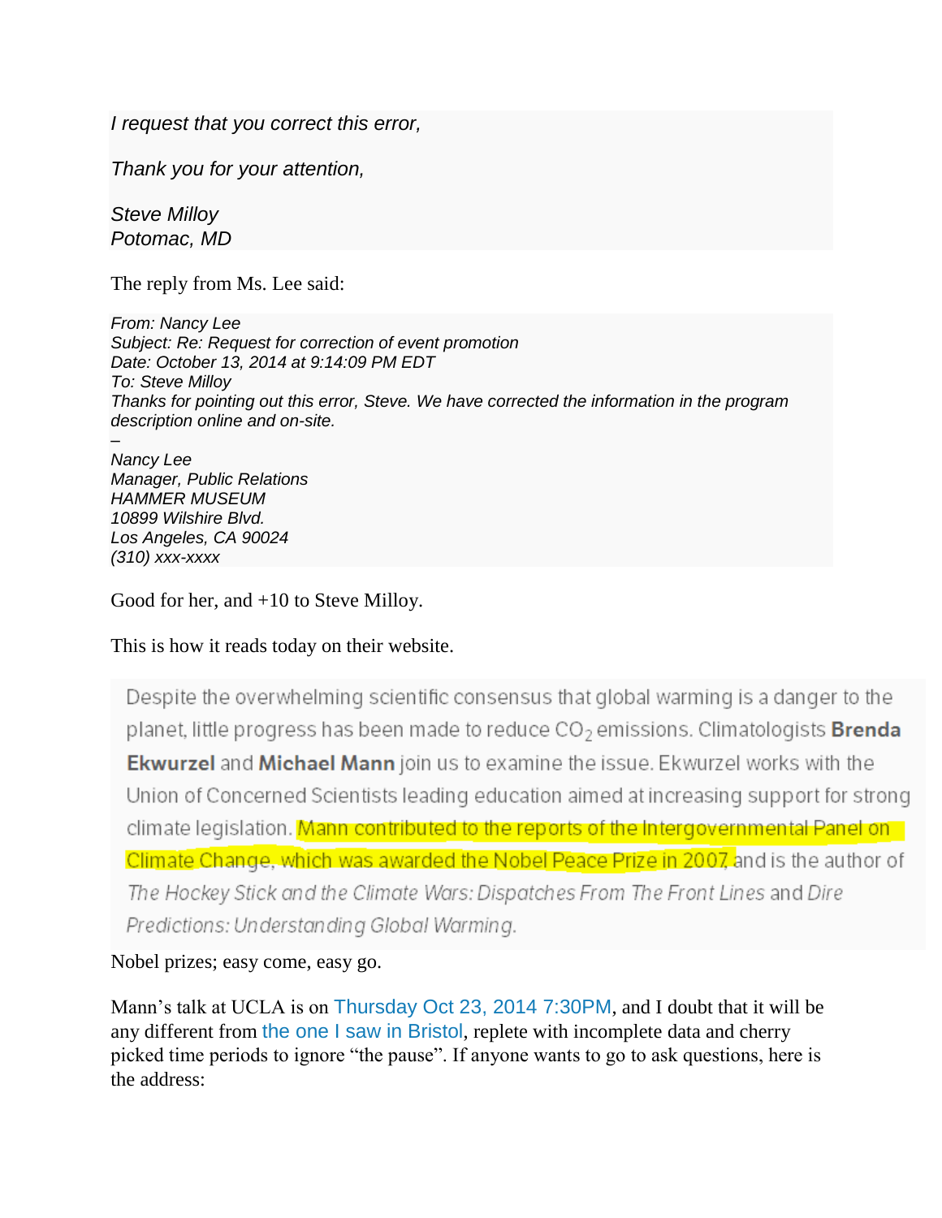*I request that you correct this error,*

*Thank you for your attention,*

*Steve Milloy*
*Potomac, MD*

The reply from Ms. Lee said:

> *From: Nancy Lee*
> *Subject: Re: Request for correction of event promotion*
> *Date: October 13, 2014 at 9:14:09 PM EDT*
> *To: Steve Milloy*
> *Thanks for pointing out this error, Steve. We have corrected the information in the program description online and on-site.*
> *–*
> *Nancy Lee*
> *Manager, Public Relations*
> *HAMMER MUSEUM*
> *10899 Wilshire Blvd.*
> *Los Angeles, CA 90024*
> *(310) xxx-xxxx*

Good for her, and +10 to Steve Milloy.

This is how it reads today on their website.

> Despite the overwhelming scientific consensus that global warming is a danger to the planet, little progress has been made to reduce $CO_2$ emissions. Climatologists **Brenda Ekwurzel** and **Michael Mann** join us to examine the issue. Ekwurzel works with the Union of Concerned Scientists leading education aimed at increasing support for strong climate legislation. Mann contributed to the reports of the Intergovernmental Panel on Climate Change, which was awarded the Nobel Peace Prize in 2007 and is the author of *The Hockey Stick and the Climate Wars: Dispatches From The Front Lines* and *Dire Predictions: Understanding Global Warming*.

Nobel prizes; easy come, easy go.

Mann's talk at UCLA is on Thursday Oct 23, 2014 7:30PM, and I doubt that it will be any different from the one I saw in Bristol, replete with incomplete data and cherry picked time periods to ignore "the pause". If anyone wants to go to ask questions, here is the address: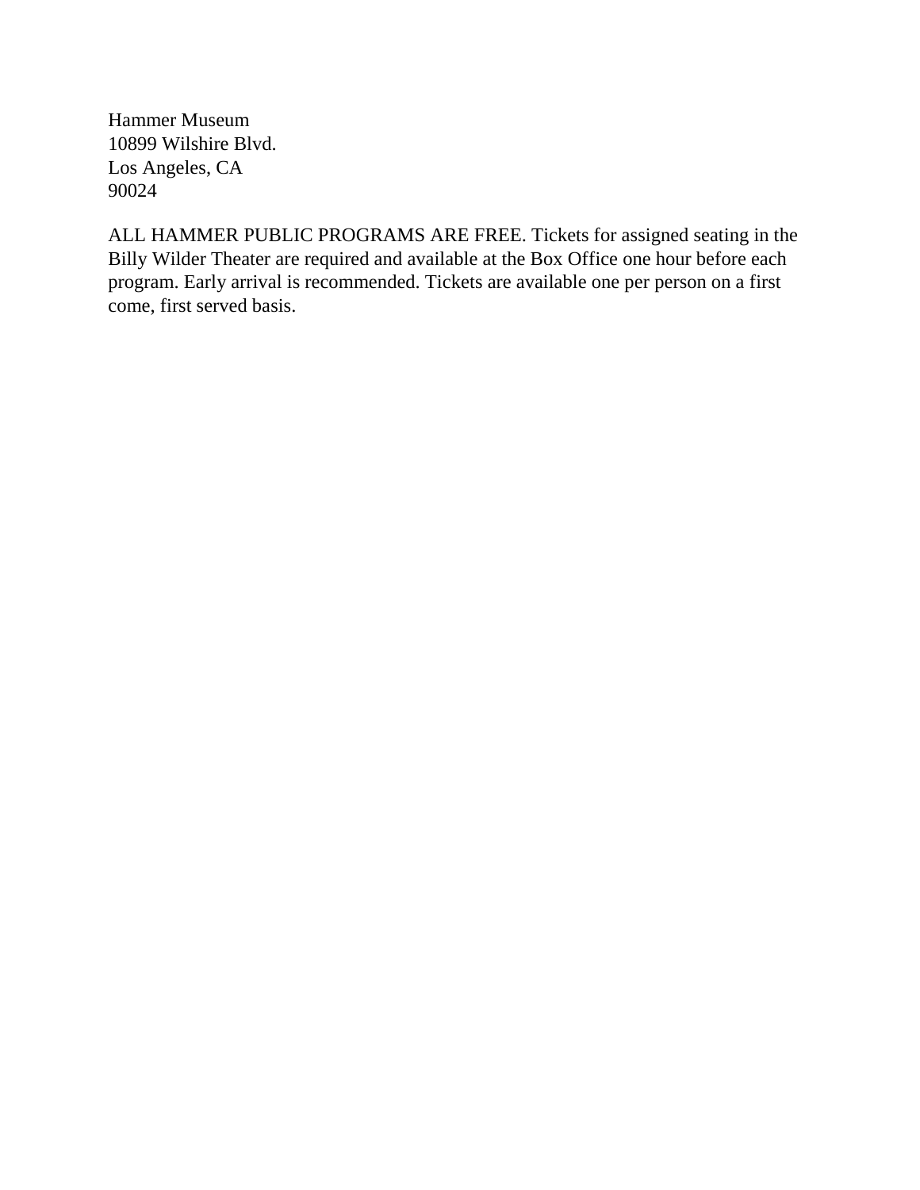Hammer Museum
10899 Wilshire Blvd.
Los Angeles, CA
90024

ALL HAMMER PUBLIC PROGRAMS ARE FREE. Tickets for assigned seating in the Billy Wilder Theater are required and available at the Box Office one hour before each program. Early arrival is recommended. Tickets are available one per person on a first come, first served basis.